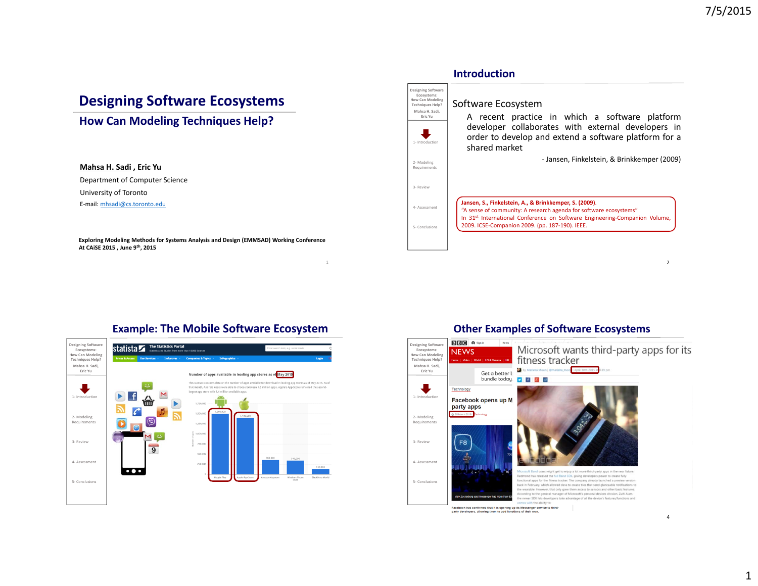# Designing Software Ecosystems

## How Can Modeling Techniques Help?

**Mahsa H. Sadi**, **Eric Yu**

Department of Computer Science

University of Toronto

E-mail: mhsadi@cs.toronto.edu

**Exploring Modeling Methods for Systems Analysis and Design (EMMSAD) Working Conference At CAiSE 2015 , June 9th, 2015**

---

## Introduction

Designing Software Ecosystems: How Can Modeling Techniques Help? Mahsa H. Sadi, Eric Yu

- 1- Introduction
- 2- Modeling Requirements
- 3- Review
- 4- Assessment
- 5- Conclusions

Software Ecosystem

A recent practice in which a software platform developer collaborates with external developers in order to develop and extend a software platform for a shared market

- Jansen, Finkelstein, & Brinkkemper (2009)

**Jansen, S., Finkelstein, A., & Brinkkemper, S. (2009).** "A sense of community: A research agenda for software ecosystems" In 31st International Conference on Software Engineering-Companion Volume, 2009. ICSE-Companion 2009. (pp. 187-190). IEEE.

---

## Example: The Mobile Software Ecosystem

Designing Software Ecosystems: How Can Modeling Techniques Help? Mahsa H. Sadi, Eric Yu

- 1- Introduction
- 2- Modeling Requirements
- 3- Review
- 4- Assessment
- 5- Conclusions

Number of apps available in leading app stores as of May 2015

---

## Other Examples of Software Ecosystems

Designing Software Ecosystems: How Can Modeling Techniques Help? Mahsa H. Sadi, Eric Yu

- 1- Introduction
- 2- Modeling Requirements
- 3- Review
- 4- Assessment
- 5- Conclusions

Facebook opens up Messenger to third-party apps

Microsoft wants third-party apps for its fitness tracker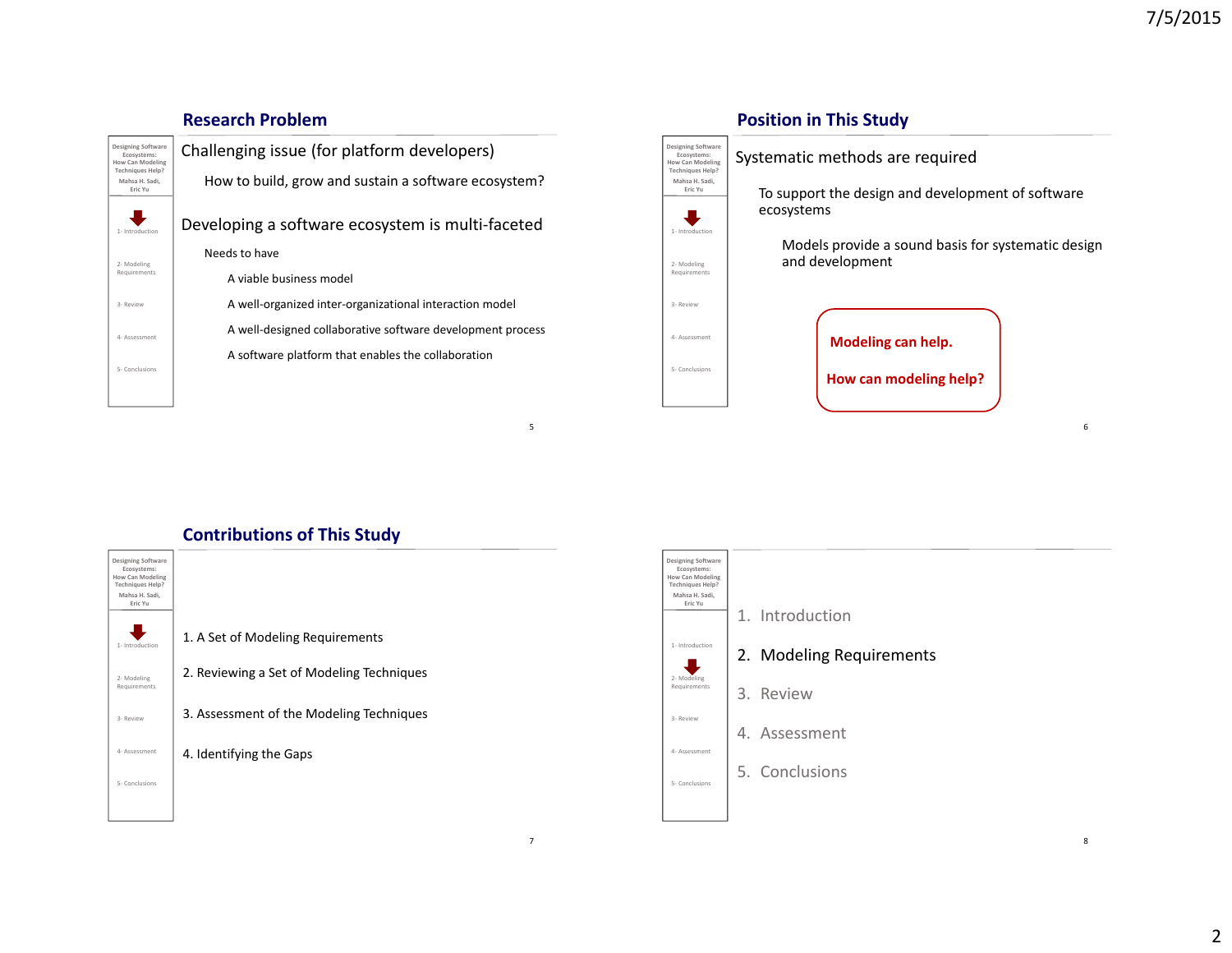## Research Problem

Challenging issue (for platform developers)

- How to build, grow and sustain a software ecosystem?

Developing a software ecosystem is multi-faceted

- Needs to have
  - A viable business model
  - A well-organized inter-organizational interaction model
  - A well-designed collaborative software development process
  - A software platform that enables the collaboration

## Position in This Study

Systematic methods are required

- To support the design and development of software ecosystems
  - Models provide a sound basis for systematic design and development

**Modeling can help.**

**How can modeling help?**

## Contributions of This Study

1. A Set of Modeling Requirements
2. Reviewing a Set of Modeling Techniques
3. Assessment of the Modeling Techniques
4. Identifying the Gaps

---

1. Introduction
2. Modeling Requirements
3. Review
4. Assessment
5. Conclusions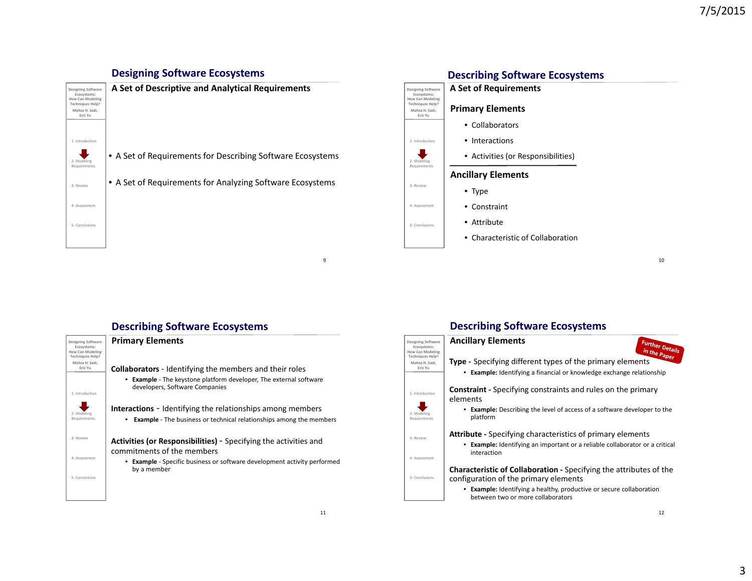## Designing Software Ecosystems

### A Set of Descriptive and Analytical Requirements

- A Set of Requirements for Describing Software Ecosystems
- A Set of Requirements for Analyzing Software Ecosystems

## Describing Software Ecosystems

### A Set of Requirements

**Primary Elements**

- Collaborators
- Interactions
- Activities (or Responsibilities)

**Ancillary Elements**

- Type
- Constraint
- Attribute
- Characteristic of Collaboration

## Describing Software Ecosystems

### Primary Elements

**Collaborators** - Identifying the members and their roles

- **Example** - The keystone platform developer, The external software developers, Software Companies

**Interactions** - Identifying the relationships among members

- **Example** - The business or technical relationships among the members

**Activities (or Responsibilities)** - Specifying the activities and commitments of the members

- **Example** - Specific business or software development activity performed by a member

## Describing Software Ecosystems

### Ancillary Elements

Further Details in the Paper

**Type -** Specifying different types of the primary elements

- **Example:** Identifying a financial or knowledge exchange relationship

**Constraint -** Specifying constraints and rules on the primary elements

- **Example:** Describing the level of access of a software developer to the platform

**Attribute -** Specifying characteristics of primary elements

- **Example:** Identifying an important or a reliable collaborator or a critical interaction

**Characteristic of Collaboration -** Specifying the attributes of the configuration of the primary elements

- **Example:** Identifying a healthy, productive or secure collaboration between two or more collaborators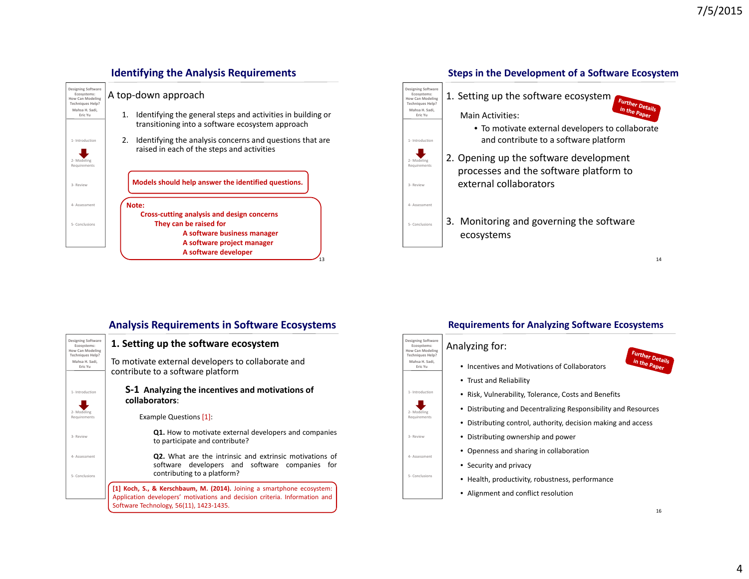## Identifying the Analysis Requirements

A top-down approach

1. Identifying the general steps and activities in building or transitioning into a software ecosystem approach
2. Identifying the analysis concerns and questions that are raised in each of the steps and activities

**Models should help answer the identified questions.**

**Note:**
**Cross-cutting analysis and design concerns**
**They can be raised for**
**A software business manager**
**A software project manager**
**A software developer**

## Steps in the Development of a Software Ecosystem

Further Details in the Paper

1. Setting up the software ecosystem

   Main Activities:

   - To motivate external developers to collaborate and contribute to a software platform

2. Opening up the software development processes and the software platform to external collaborators

3. Monitoring and governing the software ecosystems

## Analysis Requirements in Software Ecosystems

### 1. Setting up the software ecosystem

To motivate external developers to collaborate and contribute to a software platform

**S-1 Analyzing the incentives and motivations of collaborators:**

Example Questions [1]:

**Q1.** How to motivate external developers and companies to participate and contribute?

**Q2.** What are the intrinsic and extrinsic motivations of software developers and software companies for contributing to a platform?

**[1] Koch, S., & Kerschbaum, M. (2014).** Joining a smartphone ecosystem: Application developers' motivations and decision criteria. Information and Software Technology, 56(11), 1423-1435.

## Requirements for Analyzing Software Ecosystems

Further Details in the Paper

Analyzing for:

- Incentives and Motivations of Collaborators
- Trust and Reliability
- Risk, Vulnerability, Tolerance, Costs and Benefits
- Distributing and Decentralizing Responsibility and Resources
- Distributing control, authority, decision making and access
- Distributing ownership and power
- Openness and sharing in collaboration
- Security and privacy
- Health, productivity, robustness, performance
- Alignment and conflict resolution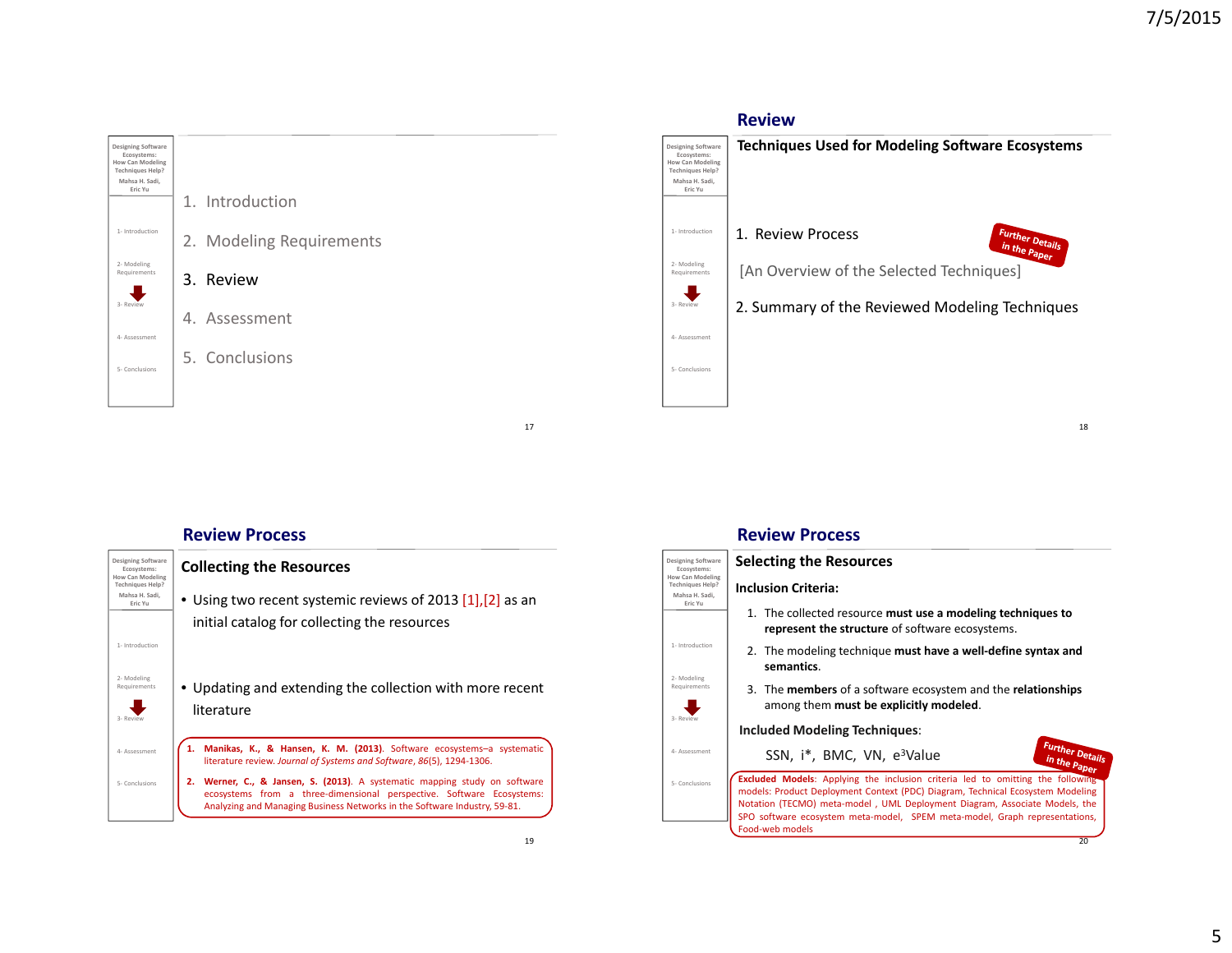1. Introduction
2. Modeling Requirements
3. Review
4. Assessment
5. Conclusions

## Review

### Techniques Used for Modeling Software Ecosystems

1. Review Process

   [An Overview of the Selected Techniques]

2. Summary of the Reviewed Modeling Techniques

Further Details in the Paper

## Review Process

### Collecting the Resources

- Using two recent systemic reviews of 2013 [1],[2] as an initial catalog for collecting the resources
- Updating and extending the collection with more recent literature

1. **Manikas, K., & Hansen, K. M. (2013)**. Software ecosystems–a systematic literature review. *Journal of Systems and Software*, *86*(5), 1294-1306.
2. **Werner, C., & Jansen, S. (2013)**. A systematic mapping study on software ecosystems from a three-dimensional perspective. Software Ecosystems: Analyzing and Managing Business Networks in the Software Industry, 59-81.

## Review Process

### Selecting the Resources

**Inclusion Criteria:**

1. The collected resource **must use a modeling techniques to represent the structure** of software ecosystems.
2. The modeling technique **must have a well-define syntax and semantics**.
3. The **members** of a software ecosystem and the **relationships** among them **must be explicitly modeled**.

**Included Modeling Techniques**:

SSN, i*, BMC, VN, e$^3$Value

Further Details in the Paper

**Excluded Models**: Applying the inclusion criteria led to omitting the following models: Product Deployment Context (PDC) Diagram, Technical Ecosystem Modeling Notation (TECMO) meta-model , UML Deployment Diagram, Associate Models, the SPO software ecosystem meta-model, SPEM meta-model, Graph representations, Food-web models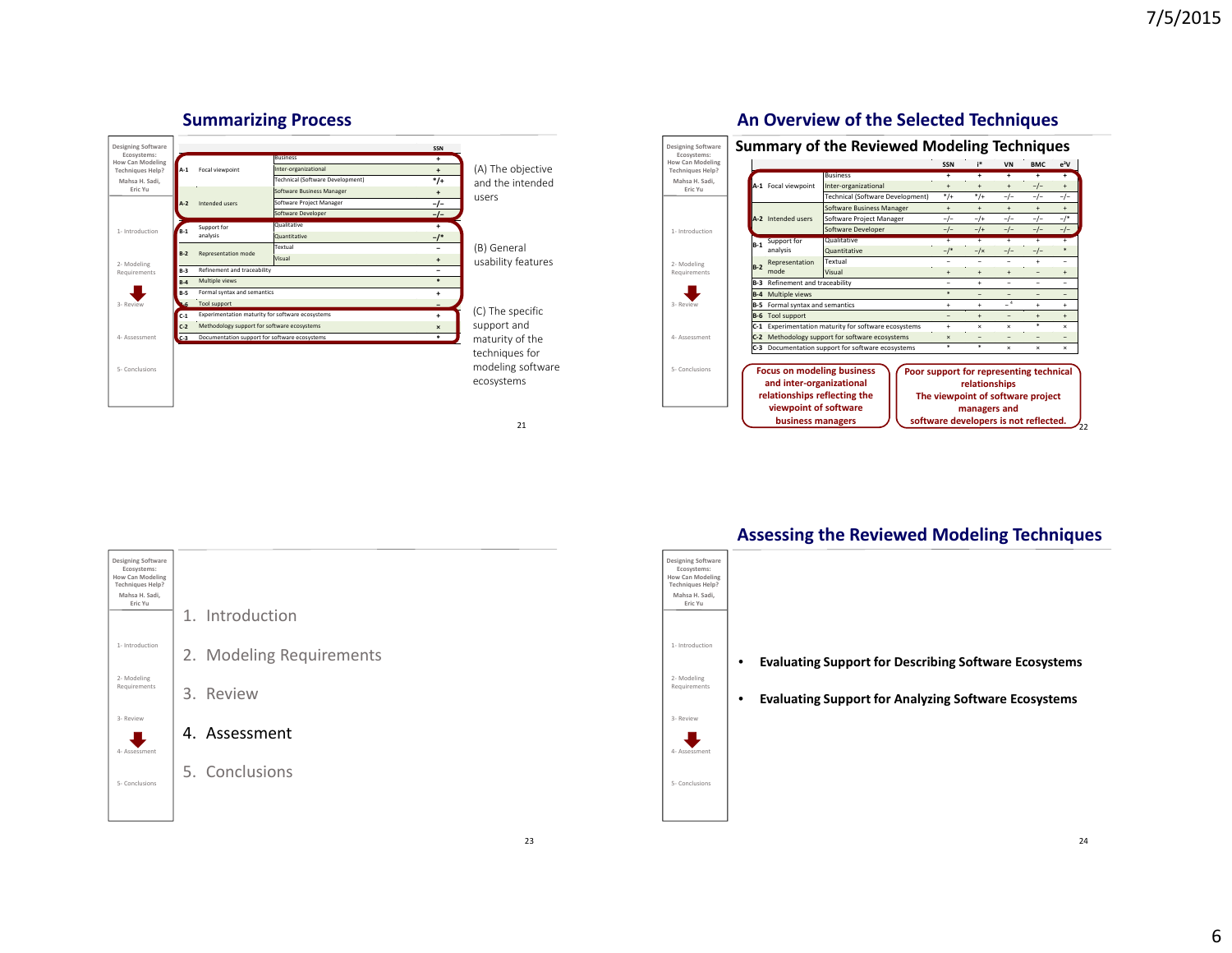## Summarizing Process

Designing Software Ecosystems: How Can Modeling Techniques Help? Mahsa H. Sadi, Eric Yu

1- Introduction
2- Modeling Requirements
3- Review
4- Assessment
5- Conclusions

| | | | SSN |
|---|---|---|---|
| A-1 | Focal viewpoint | Business | + |
| | | Inter-organizational | + |
| | | Technical (Software Development) | */+ |
| A-2 | Intended users | Software Business Manager | + |
| | | Software Project Manager | −/− |
| | | Software Developer | −/− |
| B-1 | Support for analysis | Qualitative | + |
| | | Quantitative | −/* |
| B-2 | Representation mode | Textual | − |
| | | Visual | + |
| B-3 | Refinement and traceability | | − |
| B-4 | Multiple views | | * |
| B-5 | Formal syntax and semantics | | + |
| B-6 | Tool support | | − |
| C-1 | Experimentation maturity for software ecosystems | | + |
| C-2 | Methodology support for software ecosystems | | × |
| C-3 | Documentation support for software ecosystems | | * |

(A) The objective and the intended users

(B) General usability features

(C) The specific support and maturity of the techniques for modeling software ecosystems

## An Overview of the Selected Techniques

### Summary of the Reviewed Modeling Techniques

| | | | SSN | i* | VN | BMC | e³V |
|---|---|---|---|---|---|---|---|
| A-1 | Focal viewpoint | Business | + | + | + | + | + |
| | | Inter-organizational | + | + | + | −/− | + |
| | | Technical (Software Development) | */+ | */+ | −/− | −/− | −/− |
| A-2 | Intended users | Software Business Manager | + | + | + | + | + |
| | | Software Project Manager | −/− | −/+ | −/− | −/− | −/* |
| | | Software Developer | −/− | −/+ | −/− | −/− | −/− |
| B-1 | Support for analysis | Qualitative | + | + | + | + | + |
| | | Quantitative | −/* | −/× | −/− | −/− | * |
| B-2 | Representation mode | Textual | − | − | − | + | − |
| | | Visual | + | + | + | − | + |
| B-3 | Refinement and traceability | | − | + | − | − | − |
| B-4 | Multiple views | | * | − | − | − | − |
| B-5 | Formal syntax and semantics | | + | + | −[4] | + | + |
| B-6 | Tool support | | − | + | − | + | + |
| C-1 | Experimentation maturity for software ecosystems | | + | × | × | * | × |
| C-2 | Methodology support for software ecosystems | | × | − | − | − | − |
| C-3 | Documentation support for software ecosystems | | * | * | × | × | × |

**Focus on modeling business and inter-organizational relationships reflecting the viewpoint of software business managers**

**Poor support for representing technical relationships. The viewpoint of software project managers and software developers is not reflected.**

1. Introduction
2. Modeling Requirements
3. Review
4. Assessment
5. Conclusions

## Assessing the Reviewed Modeling Techniques

- **Evaluating Support for Describing Software Ecosystems**
- **Evaluating Support for Analyzing Software Ecosystems**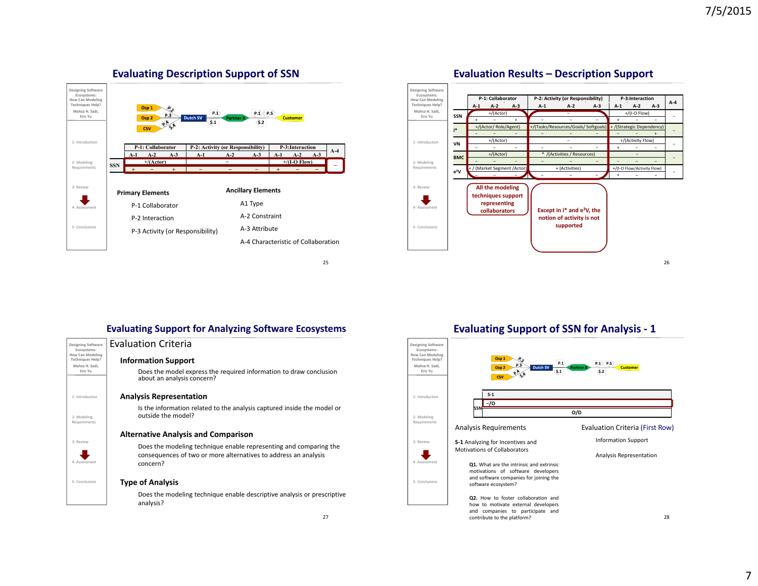## Evaluating Description Support of SSN

Designing Software Ecosystems: How Can Modeling Techniques Help?
Mahsa H. Sadi, Eric Yu

1- Introduction
2- Modeling Requirements
3- Review
4- Assessment
5- Conclusions

Osp 1, Osp 2, CSV, P.2, P.3, P.4, $.4, Dutch SV, P.1, $.1, Partner X, P.1, P.5, $.2, Customer

| | P-1: Collaborator | | | P-2: Activity (or Responsibility) | | | P-3:Interaction | | | A-4 |
|---|---|---|---|---|---|---|---|---|---|---|
| | A-1 | A-2 | A-3 | A-1 | A-2 | A-3 | A-1 | A-2 | A-3 | |
| SSN | +/(Actor) | | | – | | | +/(I-O Flow) | | | – |
| | + | – | + | – | – | – | + | – | – | |

**Primary Elements**

- P-1 Collaborator
- P-2 Interaction
- P-3 Activity (or Responsibility)

**Ancillary Elements**

- A1 Type
- A-2 Constraint
- A-3 Attribute
- A-4 Characteristic of Collaboration

## Evaluation Results – Description Support

| | P-1: Collaborator | | | P-2: Activity (or Responsibility) | | | P-3:Interaction | | | A-4 |
|---|---|---|---|---|---|---|---|---|---|---|
| | A-1 | A-2 | A-3 | A-1 | A-2 | A-3 | A-1 | A-2 | A-3 | |
| SSN | +/(Actor) | | | – | | | +/(I-O Flow) | | | – |
| | + | – | + | – | – | – | + | – | – | |
| i* | +/(Actor/ Role/Agent) | | | +/(Tasks/Resources/Goals/ Softgoals) | | | + /(Strategic Dependency) | | | – |
| | – | – | – | – | – | – | – | – | + | |
| VN | +/(Actor) | | | – | | | +/(Activity Flow) | | | – |
| | – | – | – | – | – | – | + | – | – | |
| BMC | +/(Actor) | | | * /(Activities / Resources) | | | – | | | – |
| | – | – | – | – | – | – | – | – | – | |
| e³V | + / (Market Segment /Actor) | | | + (Activities) | | | +/(I-O Flow/Activity Flow) | | | – |
| | – | – | – | – | – | – | + | – | – | |

All the modeling techniques support representing collaborators

Except in i* and e³V, the notion of activity is not supported

## Evaluating Support for Analyzing Software Ecosystems

### Evaluation Criteria

**Information Support**

Does the model express the required information to draw conclusion about an analysis concern?

**Analysis Representation**

Is the information related to the analysis captured inside the model or outside the model?

**Alternative Analysis and Comparison**

Does the modeling technique enable representing and comparing the consequences of two or more alternatives to address an analysis concern?

**Type of Analysis**

Does the modeling technique enable descriptive analysis or prescriptive analysis?

## Evaluating Support of SSN for Analysis - 1

Osp 1, Osp 2, CSV, P.2, P.3, P.4, $.4, Dutch SV, P.1, $.1, Partner X, P.1, P.5, $.2, Customer

| | S-1 |
|---|---|
| SSN | –/O |
| | O/D |

Analysis Requirements

**S-1** Analyzing for Incentives and Motivations of Collaborators

**Q1.** What are the intrinsic and extrinsic motivations of software developers and software companies for joining the software ecosystem?

**Q2.** How to foster collaboration and how to motivate external developers and companies to participate and contribute to the platform?

Evaluation Criteria (First Row)

- Information Support
- Analysis Representation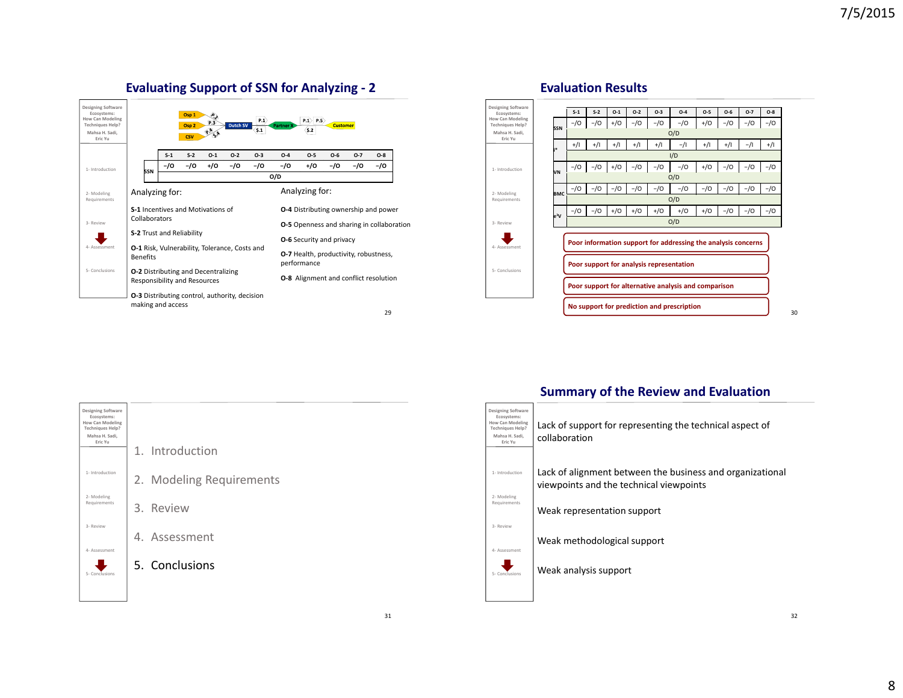## Evaluating Support of SSN for Analyzing - 2

| | S-1 | S-2 | O-1 | O-2 | O-3 | O-4 | O-5 | O-6 | O-7 | O-8 |
|---|---|---|---|---|---|---|---|---|---|---|
| SSN | −/O | −/O | +/O | −/O | −/O | −/O | +/O | −/O | −/O | −/O |
| | O/D | | | | | | | | | |

Analyzing for:

**S-1** Incentives and Motivations of Collaborators

**S-2** Trust and Reliability

**O-1** Risk, Vulnerability, Tolerance, Costs and Benefits

**O-2** Distributing and Decentralizing Responsibility and Resources

**O-3** Distributing control, authority, decision making and access

Analyzing for:

**O-4** Distributing ownership and power

**O-5** Openness and sharing in collaboration

**O-6** Security and privacy

**O-7** Health, productivity, robustness, performance

**O-8** Alignment and conflict resolution

## Evaluation Results

| | S-1 | S-2 | O-1 | O-2 | O-3 | O-4 | O-5 | O-6 | O-7 | O-8 |
|---|---|---|---|---|---|---|---|---|---|---|
| SSN | −/O | −/O | +/O | −/O | −/O | −/O | +/O | −/O | −/O | −/O |
| | O/D | | | | | | | | | |
| i* | +/I | +/I | +/I | +/I | +/I | −/I | +/I | +/I | −/I | +/I |
| | I/D | | | | | | | | | |
| VN | −/O | −/O | +/O | −/O | −/O | −/O | +/O | −/O | −/O | −/O |
| | O/D | | | | | | | | | |
| BMC | −/O | −/O | −/O | −/O | −/O | −/O | −/O | −/O | −/O | −/O |
| | O/D | | | | | | | | | |
| $e^3$V | −/O | −/O | +/O | +/O | +/O | +/O | +/O | −/O | −/O | −/O |
| | O/D | | | | | | | | | |

- Poor information support for addressing the analysis concerns
- Poor support for analysis representation
- Poor support for alternative analysis and comparison
- No support for prediction and prescription

1. Introduction
2. Modeling Requirements
3. Review
4. Assessment
5. Conclusions

## Summary of the Review and Evaluation

Lack of support for representing the technical aspect of collaboration

Lack of alignment between the business and organizational viewpoints and the technical viewpoints

Weak representation support

Weak methodological support

Weak analysis support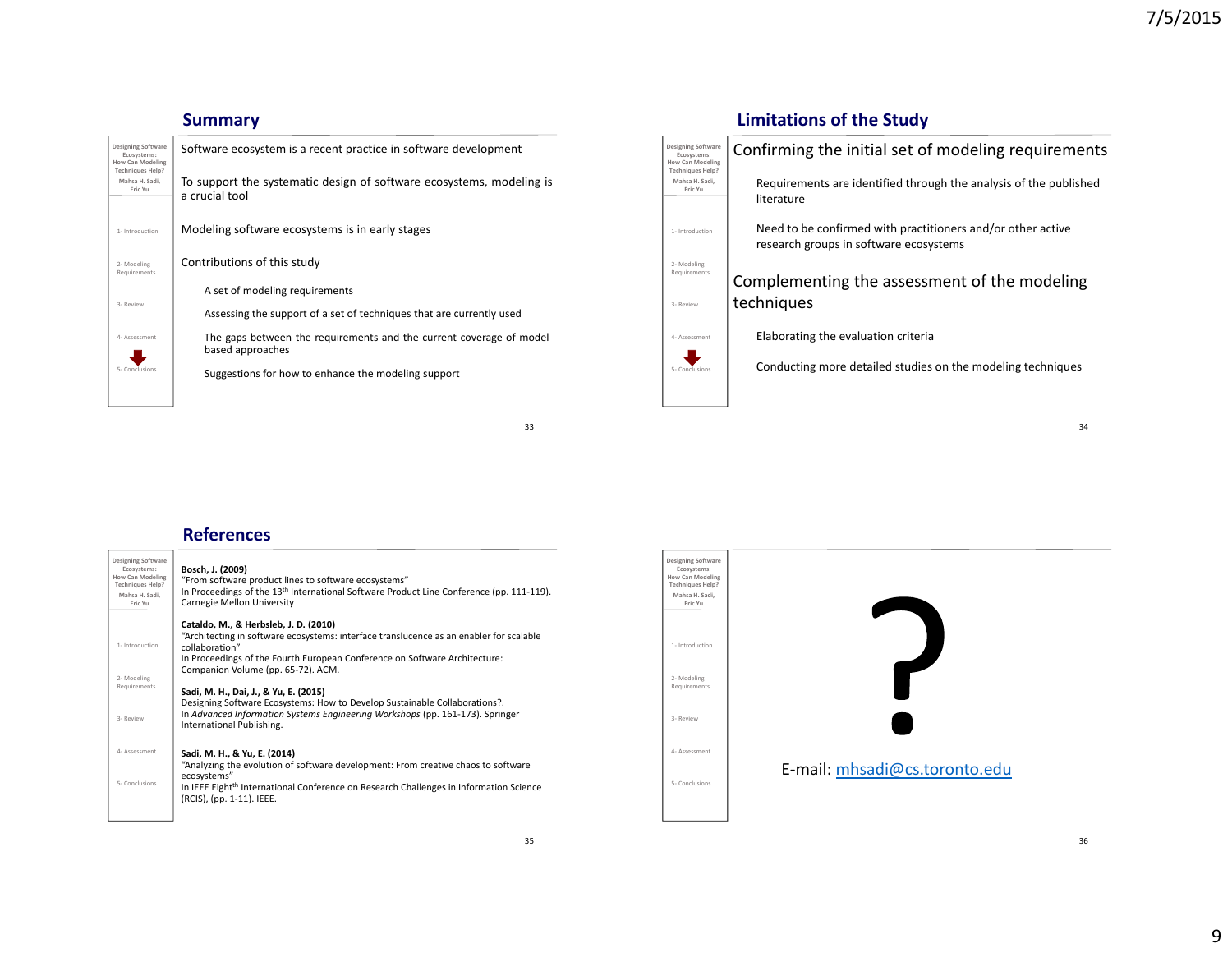## Summary

Software ecosystem is a recent practice in software development

To support the systematic design of software ecosystems, modeling is a crucial tool

Modeling software ecosystems is in early stages

Contributions of this study

- A set of modeling requirements
- Assessing the support of a set of techniques that are currently used
- The gaps between the requirements and the current coverage of model-based approaches
- Suggestions for how to enhance the modeling support

## Limitations of the Study

Confirming the initial set of modeling requirements

- Requirements are identified through the analysis of the published literature
- Need to be confirmed with practitioners and/or other active research groups in software ecosystems

Complementing the assessment of the modeling techniques

- Elaborating the evaluation criteria
- Conducting more detailed studies on the modeling techniques

## References

**Bosch, J. (2009)**
"From software product lines to software ecosystems"
In Proceedings of the 13th International Software Product Line Conference (pp. 111-119). Carnegie Mellon University

**Cataldo, M., & Herbsleb, J. D. (2010)**
"Architecting in software ecosystems: interface translucence as an enabler for scalable collaboration"
In Proceedings of the Fourth European Conference on Software Architecture: Companion Volume (pp. 65-72). ACM.

**Sadi, M. H., Dai, J., & Yu, E. (2015)**
Designing Software Ecosystems: How to Develop Sustainable Collaborations?.
In *Advanced Information Systems Engineering Workshops* (pp. 161-173). Springer International Publishing.

**Sadi, M. H., & Yu, E. (2014)**
"Analyzing the evolution of software development: From creative chaos to software ecosystems"
In IEEE Eighth International Conference on Research Challenges in Information Science (RCIS), (pp. 1-11). IEEE.

?

E-mail: mhsadi@cs.toronto.edu